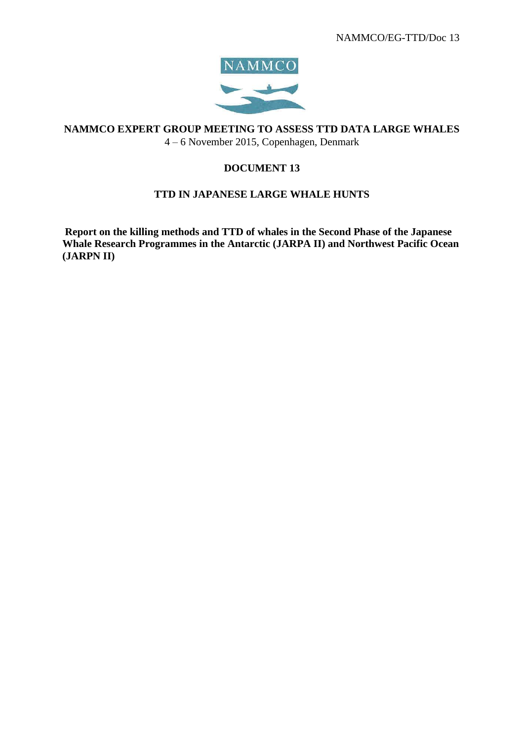NAMMCO/EG-TTD/Doc 13

NAMMCO

# NAMMCO EXPERT GROUP MEETING TO ASSESS TTD DATA LARGE WHALES

4 – 6 November 2015, Copenhagen, Denmark

## DOCUMENT 13

## TTD IN JAPANESE LARGE WHALE HUNTS

**Report on the killing methods and TTD of whales in the Second Phase of the Japanese Whale Research Programmes in the Antarctic (JARPA II) and Northwest Pacific Ocean (JARPN II)**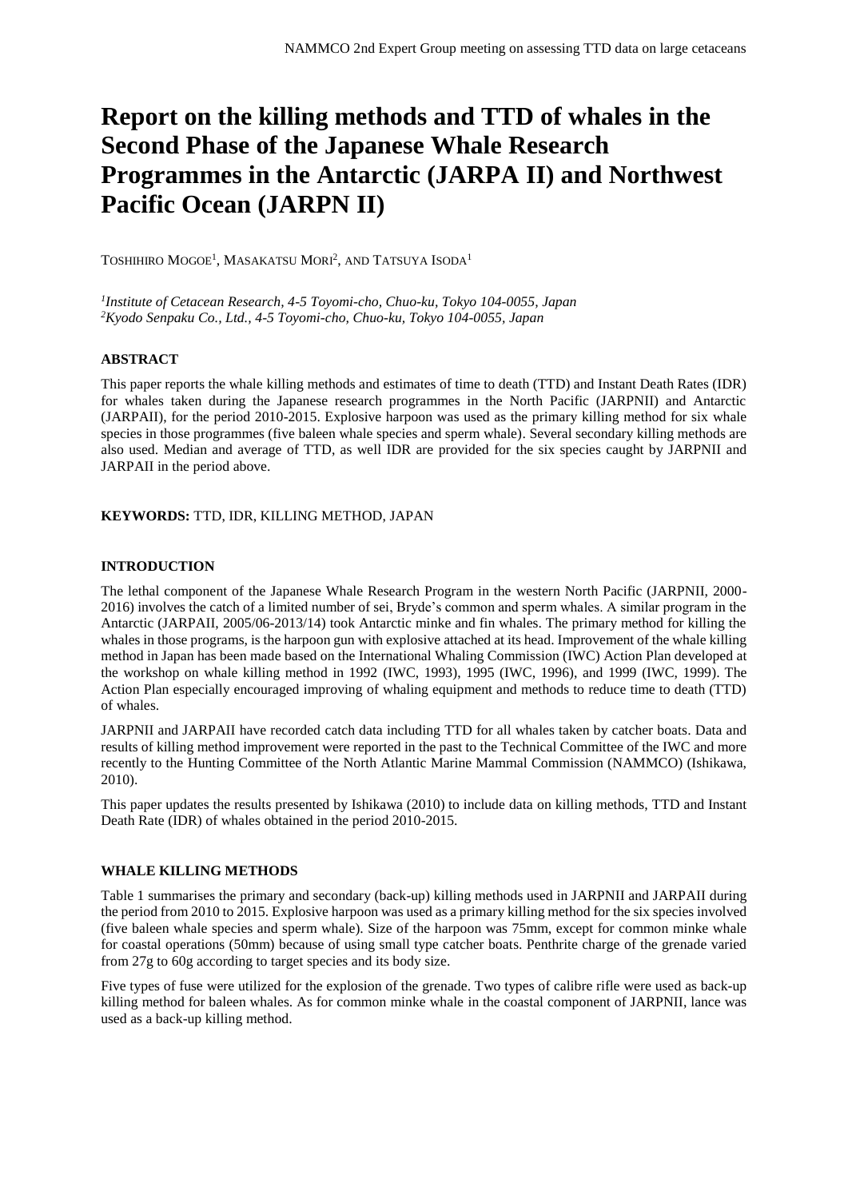# Report on the killing methods and TTD of whales in the Second Phase of the Japanese Whale Research Programmes in the Antarctic (JARPA II) and Northwest Pacific Ocean (JARPN II)

TOSHIHIRO MOGOE[1], MASAKATSU MORI[2], AND TATSUYA ISODA[1]

*[1]Institute of Cetacean Research, 4-5 Toyomi-cho, Chuo-ku, Tokyo 104-0055, Japan*
*[2]Kyodo Senpaku Co., Ltd., 4-5 Toyomi-cho, Chuo-ku, Tokyo 104-0055, Japan*

## ABSTRACT

This paper reports the whale killing methods and estimates of time to death (TTD) and Instant Death Rates (IDR) for whales taken during the Japanese research programmes in the North Pacific (JARPNII) and Antarctic (JARPAII), for the period 2010-2015. Explosive harpoon was used as the primary killing method for six whale species in those programmes (five baleen whale species and sperm whale). Several secondary killing methods are also used. Median and average of TTD, as well IDR are provided for the six species caught by JARPNII and JARPAII in the period above.

**KEYWORDS:** TTD, IDR, KILLING METHOD, JAPAN

## INTRODUCTION

The lethal component of the Japanese Whale Research Program in the western North Pacific (JARPNII, 2000-2016) involves the catch of a limited number of sei, Bryde's common and sperm whales. A similar program in the Antarctic (JARPAII, 2005/06-2013/14) took Antarctic minke and fin whales. The primary method for killing the whales in those programs, is the harpoon gun with explosive attached at its head. Improvement of the whale killing method in Japan has been made based on the International Whaling Commission (IWC) Action Plan developed at the workshop on whale killing method in 1992 (IWC, 1993), 1995 (IWC, 1996), and 1999 (IWC, 1999). The Action Plan especially encouraged improving of whaling equipment and methods to reduce time to death (TTD) of whales.

JARPNII and JARPAII have recorded catch data including TTD for all whales taken by catcher boats. Data and results of killing method improvement were reported in the past to the Technical Committee of the IWC and more recently to the Hunting Committee of the North Atlantic Marine Mammal Commission (NAMMCO) (Ishikawa, 2010).

This paper updates the results presented by Ishikawa (2010) to include data on killing methods, TTD and Instant Death Rate (IDR) of whales obtained in the period 2010-2015.

## WHALE KILLING METHODS

Table 1 summarises the primary and secondary (back-up) killing methods used in JARPNII and JARPAII during the period from 2010 to 2015. Explosive harpoon was used as a primary killing method for the six species involved (five baleen whale species and sperm whale). Size of the harpoon was 75mm, except for common minke whale for coastal operations (50mm) because of using small type catcher boats. Penthrite charge of the grenade varied from 27g to 60g according to target species and its body size.

Five types of fuse were utilized for the explosion of the grenade. Two types of calibre rifle were used as back-up killing method for baleen whales. As for common minke whale in the coastal component of JARPNII, lance was used as a back-up killing method.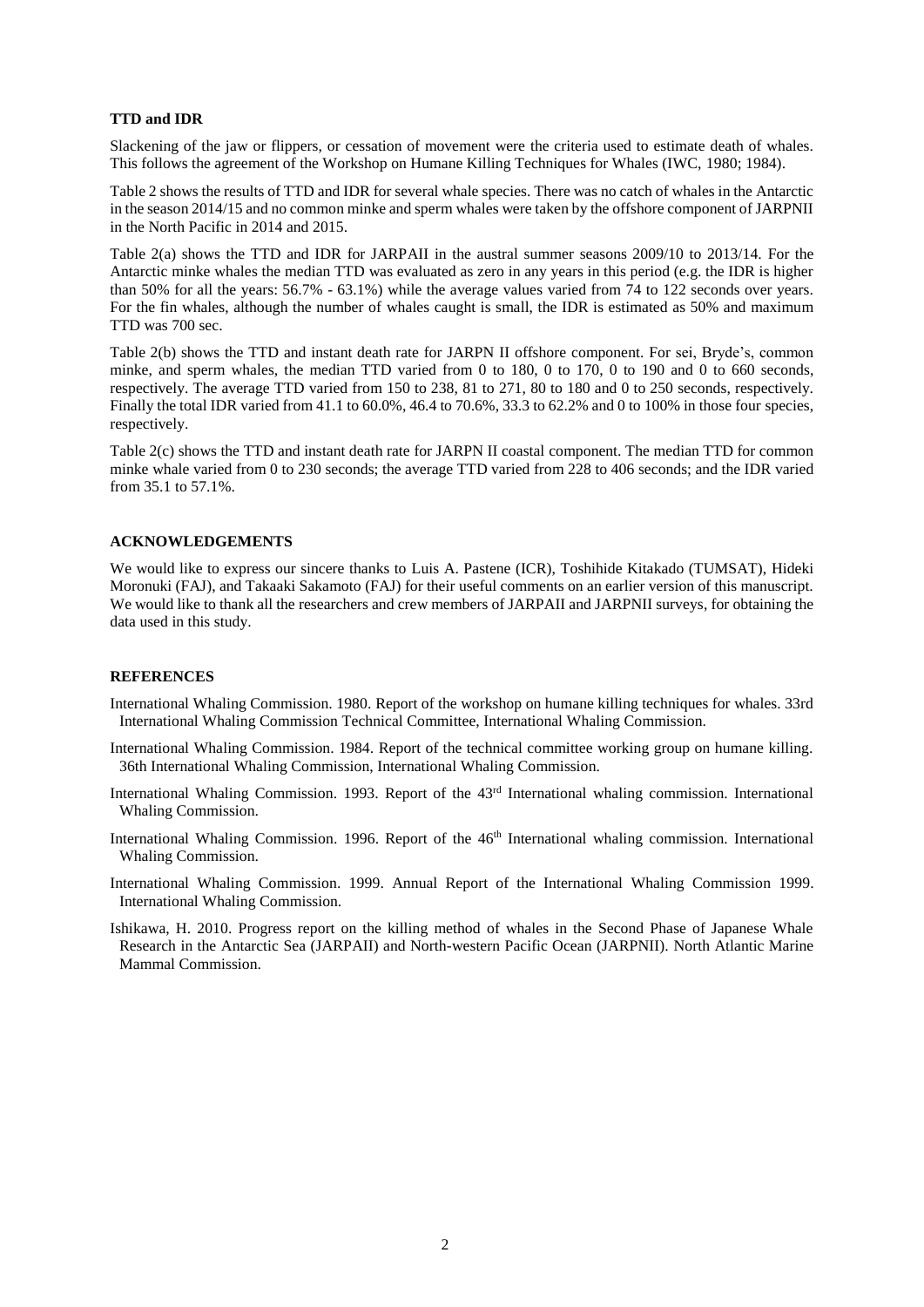### TTD and IDR

Slackening of the jaw or flippers, or cessation of movement were the criteria used to estimate death of whales. This follows the agreement of the Workshop on Humane Killing Techniques for Whales (IWC, 1980; 1984).

Table 2 shows the results of TTD and IDR for several whale species. There was no catch of whales in the Antarctic in the season 2014/15 and no common minke and sperm whales were taken by the offshore component of JARPNII in the North Pacific in 2014 and 2015.

Table 2(a) shows the TTD and IDR for JARPAII in the austral summer seasons 2009/10 to 2013/14. For the Antarctic minke whales the median TTD was evaluated as zero in any years in this period (e.g. the IDR is higher than 50% for all the years: 56.7% - 63.1%) while the average values varied from 74 to 122 seconds over years. For the fin whales, although the number of whales caught is small, the IDR is estimated as 50% and maximum TTD was 700 sec.

Table 2(b) shows the TTD and instant death rate for JARPN II offshore component. For sei, Bryde's, common minke, and sperm whales, the median TTD varied from 0 to 180, 0 to 170, 0 to 190 and 0 to 660 seconds, respectively. The average TTD varied from 150 to 238, 81 to 271, 80 to 180 and 0 to 250 seconds, respectively. Finally the total IDR varied from 41.1 to 60.0%, 46.4 to 70.6%, 33.3 to 62.2% and 0 to 100% in those four species, respectively.

Table 2(c) shows the TTD and instant death rate for JARPN II coastal component. The median TTD for common minke whale varied from 0 to 230 seconds; the average TTD varied from 228 to 406 seconds; and the IDR varied from 35.1 to 57.1%.

### ACKNOWLEDGEMENTS

We would like to express our sincere thanks to Luis A. Pastene (ICR), Toshihide Kitakado (TUMSAT), Hideki Moronuki (FAJ), and Takaaki Sakamoto (FAJ) for their useful comments on an earlier version of this manuscript. We would like to thank all the researchers and crew members of JARPAII and JARPNII surveys, for obtaining the data used in this study.

### REFERENCES

International Whaling Commission. 1980. Report of the workshop on humane killing techniques for whales. 33rd International Whaling Commission Technical Committee, International Whaling Commission.

International Whaling Commission. 1984. Report of the technical committee working group on humane killing. 36th International Whaling Commission, International Whaling Commission.

International Whaling Commission. 1993. Report of the 43rd International whaling commission. International Whaling Commission.

International Whaling Commission. 1996. Report of the 46th International whaling commission. International Whaling Commission.

International Whaling Commission. 1999. Annual Report of the International Whaling Commission 1999. International Whaling Commission.

Ishikawa, H. 2010. Progress report on the killing method of whales in the Second Phase of Japanese Whale Research in the Antarctic Sea (JARPAII) and North-western Pacific Ocean (JARPNII). North Atlantic Marine Mammal Commission.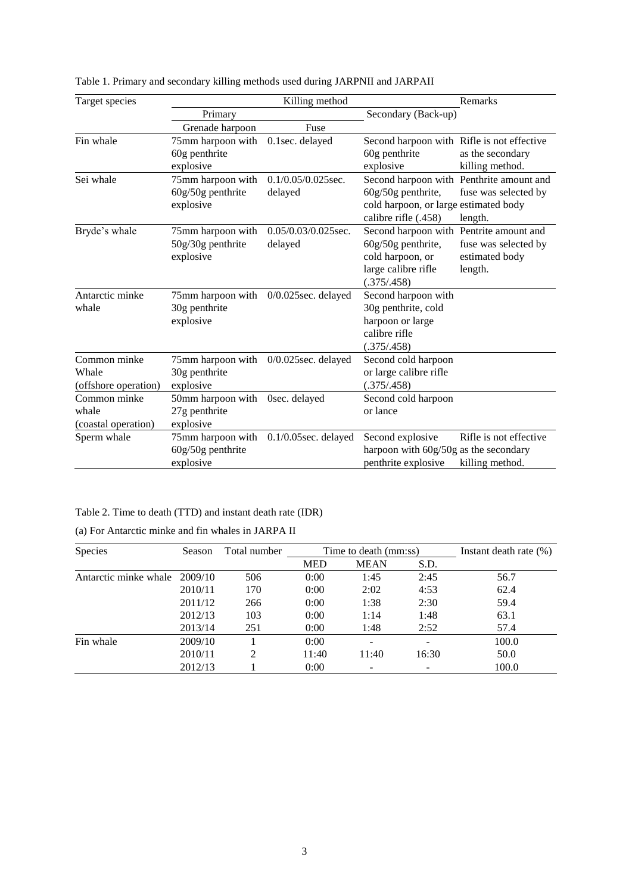Table 1. Primary and secondary killing methods used during JARPNII and JARPAII

| Target species | Killing method | | | Remarks |
|---|---|---|---|---|
| | Primary | | Secondary (Back-up) | |
| | Grenade harpoon | Fuse | | |
| Fin whale | 75mm harpoon with 60g penthrite explosive | 0.1sec. delayed | Second harpoon with 60g penthrite explosive | Rifle is not effective as the secondary killing method. |
| Sei whale | 75mm harpoon with 60g/50g penthrite explosive | 0.1/0.05/0.025sec. delayed | Second harpoon with 60g/50g penthrite, cold harpoon, or large calibre rifle (.458) | Penthrite amount and fuse was selected by estimated body length. |
| Bryde's whale | 75mm harpoon with 50g/30g penthrite explosive | 0.05/0.03/0.025sec. delayed | Second harpoon with 60g/50g penthrite, cold harpoon, or large calibre rifle (.375/.458) | Pentrite amount and fuse was selected by estimated body length. |
| Antarctic minke whale | 75mm harpoon with 30g penthrite explosive | 0/0.025sec. delayed | Second harpoon with 30g penthrite, cold harpoon or large calibre rifle (.375/.458) | |
| Common minke Whale (offshore operation) | 75mm harpoon with 30g penthrite explosive | 0/0.025sec. delayed | Second cold harpoon or large calibre rifle (.375/.458) | |
| Common minke whale (coastal operation) | 50mm harpoon with 27g penthrite explosive | 0sec. delayed | Second cold harpoon or lance | |
| Sperm whale | 75mm harpoon with 60g/50g penthrite explosive | 0.1/0.05sec. delayed | Second explosive harpoon with 60g/50g penthrite explosive | Rifle is not effective as the secondary killing method. |

Table 2. Time to death (TTD) and instant death rate (IDR)

(a) For Antarctic minke and fin whales in JARPA II

| Species | Season | Total number | Time to death (mm:ss) | | | Instant death rate (%) |
|---|---|---|---|---|---|---|
| | | | MED | MEAN | S.D. | |
| Antarctic minke whale | 2009/10 | 506 | 0:00 | 1:45 | 2:45 | 56.7 |
| | 2010/11 | 170 | 0:00 | 2:02 | 4:53 | 62.4 |
| | 2011/12 | 266 | 0:00 | 1:38 | 2:30 | 59.4 |
| | 2012/13 | 103 | 0:00 | 1:14 | 1:48 | 63.1 |
| | 2013/14 | 251 | 0:00 | 1:48 | 2:52 | 57.4 |
| Fin whale | 2009/10 | 1 | 0:00 | - | - | 100.0 |
| | 2010/11 | 2 | 11:40 | 11:40 | 16:30 | 50.0 |
| | 2012/13 | 1 | 0:00 | - | - | 100.0 |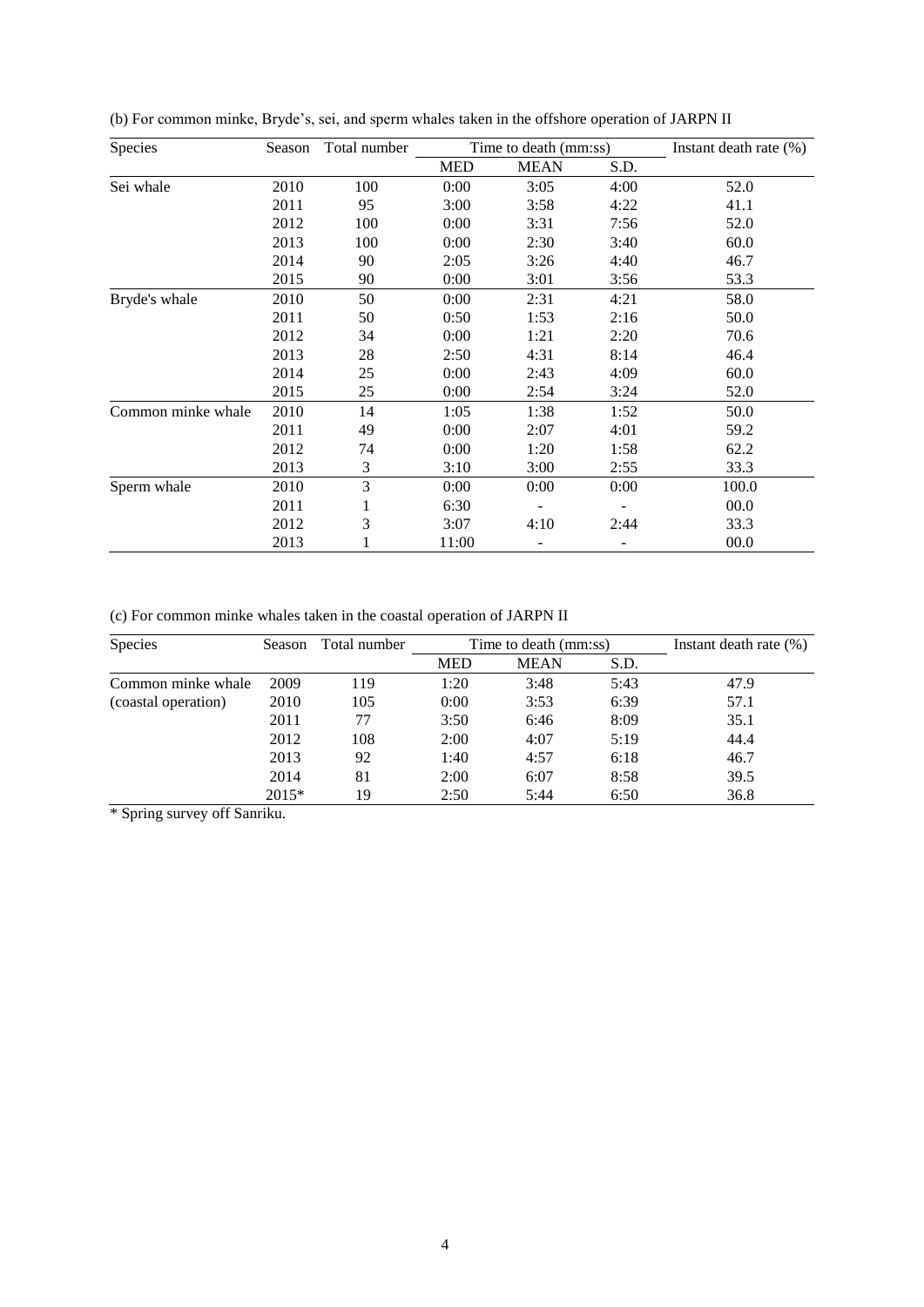(b) For common minke, Bryde's, sei, and sperm whales taken in the offshore operation of JARPN II

| Species | Season | Total number | Time to death (mm:ss) | | | Instant death rate (%) |
|---|---|---|---|---|---|---|
| | | | MED | MEAN | S.D. | |
| Sei whale | 2010 | 100 | 0:00 | 3:05 | 4:00 | 52.0 |
| | 2011 | 95 | 3:00 | 3:58 | 4:22 | 41.1 |
| | 2012 | 100 | 0:00 | 3:31 | 7:56 | 52.0 |
| | 2013 | 100 | 0:00 | 2:30 | 3:40 | 60.0 |
| | 2014 | 90 | 2:05 | 3:26 | 4:40 | 46.7 |
| | 2015 | 90 | 0:00 | 3:01 | 3:56 | 53.3 |
| Bryde's whale | 2010 | 50 | 0:00 | 2:31 | 4:21 | 58.0 |
| | 2011 | 50 | 0:50 | 1:53 | 2:16 | 50.0 |
| | 2012 | 34 | 0:00 | 1:21 | 2:20 | 70.6 |
| | 2013 | 28 | 2:50 | 4:31 | 8:14 | 46.4 |
| | 2014 | 25 | 0:00 | 2:43 | 4:09 | 60.0 |
| | 2015 | 25 | 0:00 | 2:54 | 3:24 | 52.0 |
| Common minke whale | 2010 | 14 | 1:05 | 1:38 | 1:52 | 50.0 |
| | 2011 | 49 | 0:00 | 2:07 | 4:01 | 59.2 |
| | 2012 | 74 | 0:00 | 1:20 | 1:58 | 62.2 |
| | 2013 | 3 | 3:10 | 3:00 | 2:55 | 33.3 |
| Sperm whale | 2010 | 3 | 0:00 | 0:00 | 0:00 | 100.0 |
| | 2011 | 1 | 6:30 | - | - | 00.0 |
| | 2012 | 3 | 3:07 | 4:10 | 2:44 | 33.3 |
| | 2013 | 1 | 11:00 | - | - | 00.0 |

(c) For common minke whales taken in the coastal operation of JARPN II

| Species | Season | Total number | Time to death (mm:ss) | | | Instant death rate (%) |
|---|---|---|---|---|---|---|
| | | | MED | MEAN | S.D. | |
| Common minke whale | 2009 | 119 | 1:20 | 3:48 | 5:43 | 47.9 |
| (coastal operation) | 2010 | 105 | 0:00 | 3:53 | 6:39 | 57.1 |
| | 2011 | 77 | 3:50 | 6:46 | 8:09 | 35.1 |
| | 2012 | 108 | 2:00 | 4:07 | 5:19 | 44.4 |
| | 2013 | 92 | 1:40 | 4:57 | 6:18 | 46.7 |
| | 2014 | 81 | 2:00 | 6:07 | 8:58 | 39.5 |
| | 2015* | 19 | 2:50 | 5:44 | 6:50 | 36.8 |

* Spring survey off Sanriku.